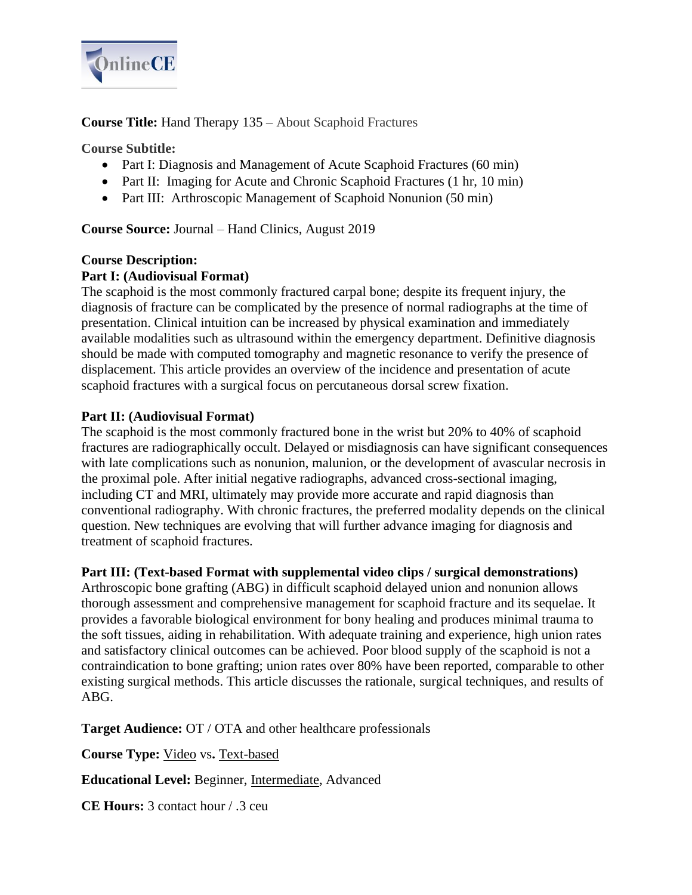**Course Title:** Hand Therapy 135 – About Scaphoid Fractures

**Course Subtitle:**

- Part I: Diagnosis and Management of Acute Scaphoid Fractures (60 min)
- Part II: Imaging for Acute and Chronic Scaphoid Fractures (1 hr, 10 min)
- Part III: Arthroscopic Management of Scaphoid Nonunion (50 min)

**Course Source:** Journal – Hand Clinics, August 2019

**Course Description:**

**Part I: (Audiovisual Format)**

The scaphoid is the most commonly fractured carpal bone; despite its frequent injury, the diagnosis of fracture can be complicated by the presence of normal radiographs at the time of presentation. Clinical intuition can be increased by physical examination and immediately available modalities such as ultrasound within the emergency department. Definitive diagnosis should be made with computed tomography and magnetic resonance to verify the presence of displacement. This article provides an overview of the incidence and presentation of acute scaphoid fractures with a surgical focus on percutaneous dorsal screw fixation.

**Part II: (Audiovisual Format)**

The scaphoid is the most commonly fractured bone in the wrist but 20% to 40% of scaphoid fractures are radiographically occult. Delayed or misdiagnosis can have significant consequences with late complications such as nonunion, malunion, or the development of avascular necrosis in the proximal pole. After initial negative radiographs, advanced cross-sectional imaging, including CT and MRI, ultimately may provide more accurate and rapid diagnosis than conventional radiography. With chronic fractures, the preferred modality depends on the clinical question. New techniques are evolving that will further advance imaging for diagnosis and treatment of scaphoid fractures.

**Part III: (Text-based Format with supplemental video clips / surgical demonstrations)**

Arthroscopic bone grafting (ABG) in difficult scaphoid delayed union and nonunion allows thorough assessment and comprehensive management for scaphoid fracture and its sequelae. It provides a favorable biological environment for bony healing and produces minimal trauma to the soft tissues, aiding in rehabilitation. With adequate training and experience, high union rates and satisfactory clinical outcomes can be achieved. Poor blood supply of the scaphoid is not a contraindication to bone grafting; union rates over 80% have been reported, comparable to other existing surgical methods. This article discusses the rationale, surgical techniques, and results of ABG.

**Target Audience:** OT / OTA and other healthcare professionals

**Course Type:** Video vs. Text-based

**Educational Level:** Beginner, Intermediate, Advanced

**CE Hours:** 3 contact hour / .3 ceu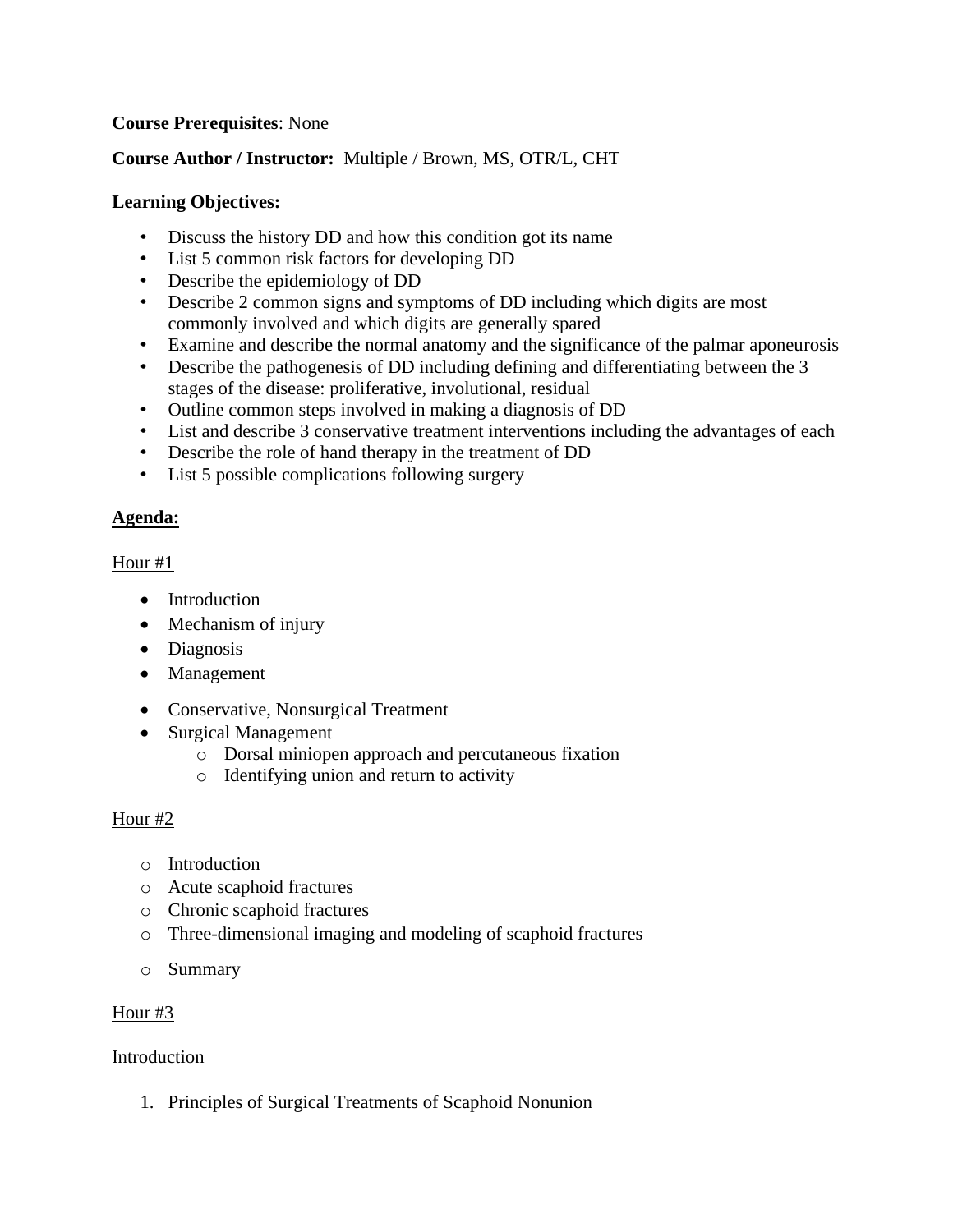**Course Prerequisites**: None

**Course Author / Instructor:** Multiple / Brown, MS, OTR/L, CHT

**Learning Objectives:**

- Discuss the history DD and how this condition got its name
- List 5 common risk factors for developing DD
- Describe the epidemiology of DD
- Describe 2 common signs and symptoms of DD including which digits are most commonly involved and which digits are generally spared
- Examine and describe the normal anatomy and the significance of the palmar aponeurosis
- Describe the pathogenesis of DD including defining and differentiating between the 3 stages of the disease: proliferative, involutional, residual
- Outline common steps involved in making a diagnosis of DD
- List and describe 3 conservative treatment interventions including the advantages of each
- Describe the role of hand therapy in the treatment of DD
- List 5 possible complications following surgery

**<u>Agenda:</u>**

<u>Hour #1</u>

- Introduction
- Mechanism of injury
- Diagnosis
- Management
- Conservative, Nonsurgical Treatment
- Surgical Management
    - Dorsal miniopen approach and percutaneous fixation
    - Identifying union and return to activity

<u>Hour #2</u>

- Introduction
- Acute scaphoid fractures
- Chronic scaphoid fractures
- Three-dimensional imaging and modeling of scaphoid fractures
- Summary

<u>Hour #3</u>

Introduction

1. Principles of Surgical Treatments of Scaphoid Nonunion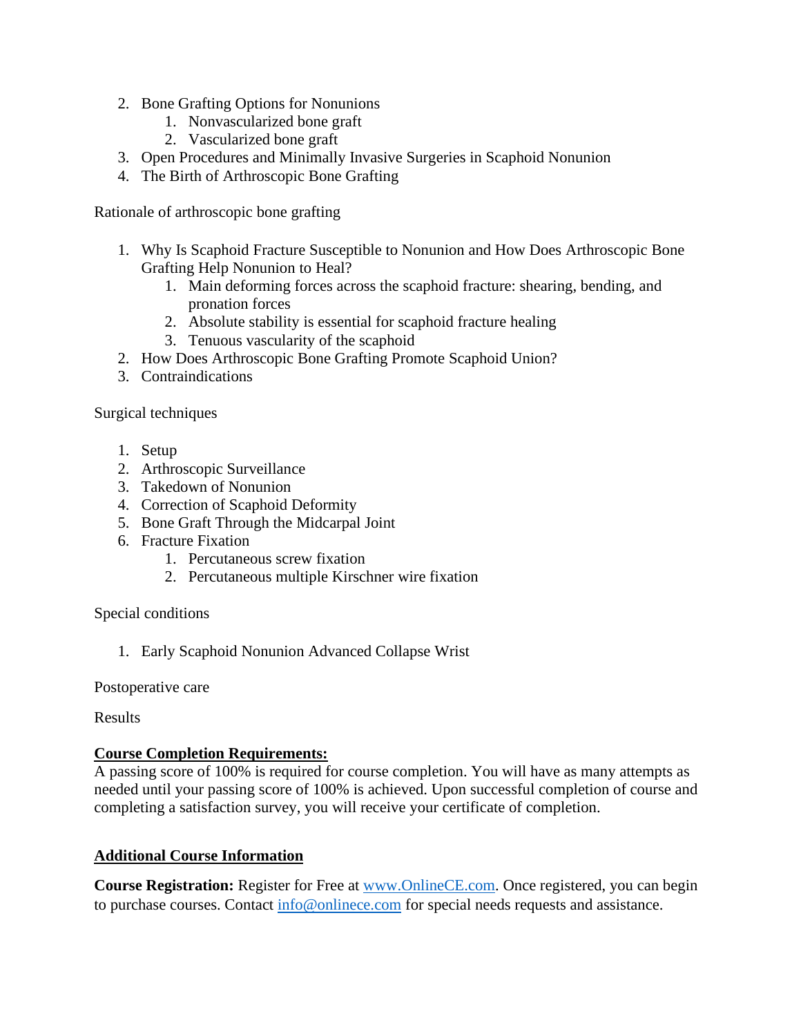2. Bone Grafting Options for Nonunions
    1. Nonvascularized bone graft
    2. Vascularized bone graft
3. Open Procedures and Minimally Invasive Surgeries in Scaphoid Nonunion
4. The Birth of Arthroscopic Bone Grafting

Rationale of arthroscopic bone grafting

1. Why Is Scaphoid Fracture Susceptible to Nonunion and How Does Arthroscopic Bone Grafting Help Nonunion to Heal?
    1. Main deforming forces across the scaphoid fracture: shearing, bending, and pronation forces
    2. Absolute stability is essential for scaphoid fracture healing
    3. Tenuous vascularity of the scaphoid
2. How Does Arthroscopic Bone Grafting Promote Scaphoid Union?
3. Contraindications

Surgical techniques

1. Setup
2. Arthroscopic Surveillance
3. Takedown of Nonunion
4. Correction of Scaphoid Deformity
5. Bone Graft Through the Midcarpal Joint
6. Fracture Fixation
    1. Percutaneous screw fixation
    2. Percutaneous multiple Kirschner wire fixation

Special conditions

1. Early Scaphoid Nonunion Advanced Collapse Wrist

Postoperative care

Results

**Course Completion Requirements:**
A passing score of 100% is required for course completion. You will have as many attempts as needed until your passing score of 100% is achieved. Upon successful completion of course and completing a satisfaction survey, you will receive your certificate of completion.

**Additional Course Information**

**Course Registration:** Register for Free at www.OnlineCE.com. Once registered, you can begin to purchase courses. Contact info@onlinece.com for special needs requests and assistance.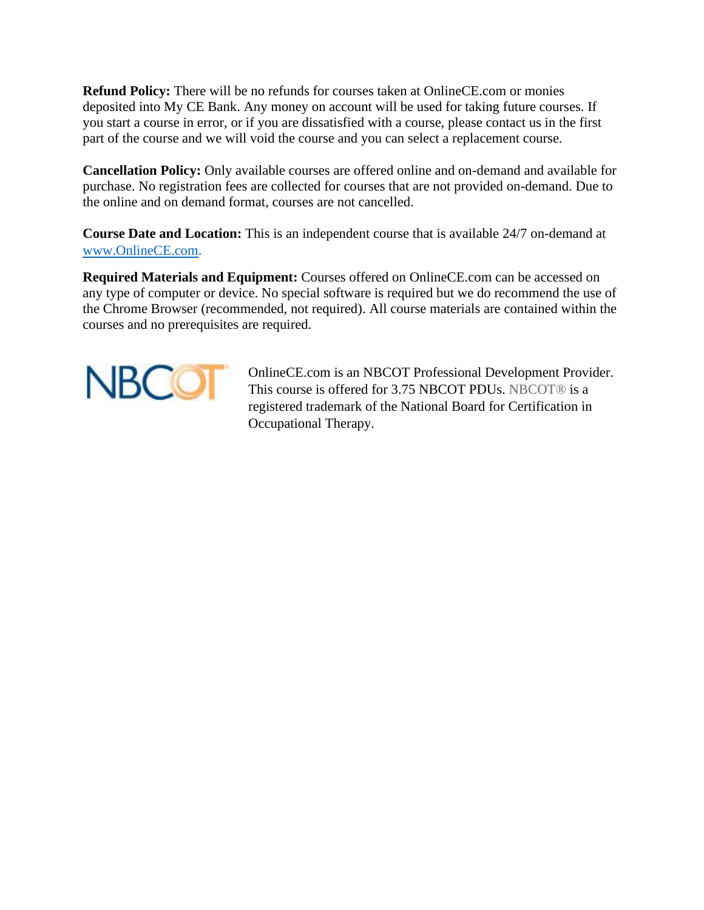**Refund Policy:** There will be no refunds for courses taken at OnlineCE.com or monies deposited into My CE Bank. Any money on account will be used for taking future courses. If you start a course in error, or if you are dissatisfied with a course, please contact us in the first part of the course and we will void the course and you can select a replacement course.

**Cancellation Policy:** Only available courses are offered online and on-demand and available for purchase. No registration fees are collected for courses that are not provided on-demand. Due to the online and on demand format, courses are not cancelled.

**Course Date and Location:** This is an independent course that is available 24/7 on-demand at www.OnlineCE.com.

**Required Materials and Equipment:** Courses offered on OnlineCE.com can be accessed on any type of computer or device. No special software is required but we do recommend the use of the Chrome Browser (recommended, not required). All course materials are contained within the courses and no prerequisites are required.

NBCOT

OnlineCE.com is an NBCOT Professional Development Provider. This course is offered for 3.75 NBCOT PDUs. NBCOT® is a registered trademark of the National Board for Certification in Occupational Therapy.